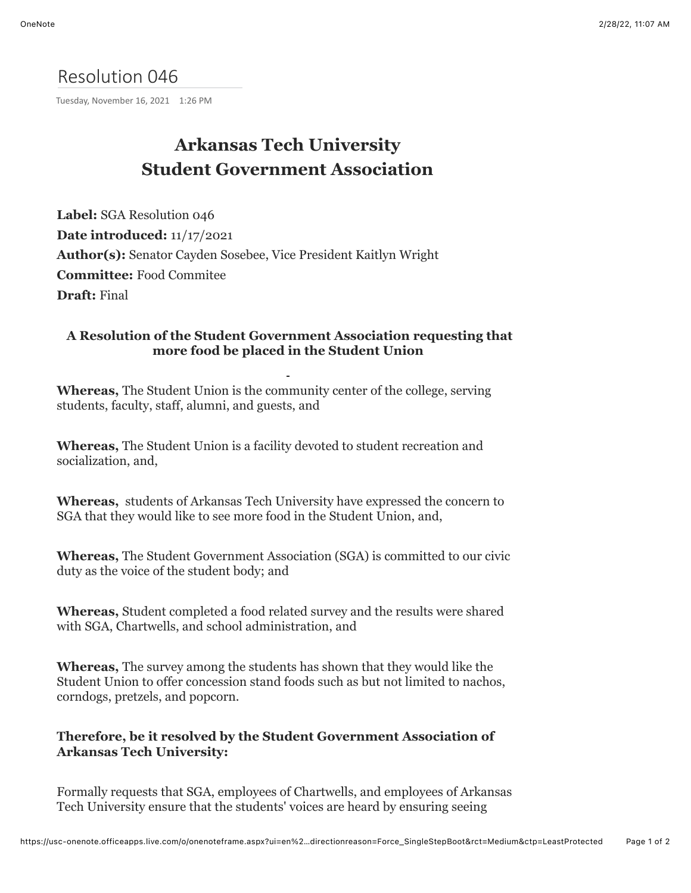# Resolution 046

Tuesday, November 16, 2021 1:26 PM

## Arkansas Tech University
## Student Government Association

**Label:** SGA Resolution 046
**Date introduced:** 11/17/2021
**Author(s):** Senator Cayden Sosebee, Vice President Kaitlyn Wright
**Committee:** Food Commitee
**Draft:** Final

### A Resolution of the Student Government Association requesting that more food be placed in the Student Union

**Whereas,** The Student Union is the community center of the college, serving students, faculty, staff, alumni, and guests, and

**Whereas,** The Student Union is a facility devoted to student recreation and socialization, and,

**Whereas,** students of Arkansas Tech University have expressed the concern to SGA that they would like to see more food in the Student Union, and,

**Whereas,** The Student Government Association (SGA) is committed to our civic duty as the voice of the student body; and

**Whereas,** Student completed a food related survey and the results were shared with SGA, Chartwells, and school administration, and

**Whereas,** The survey among the students has shown that they would like the Student Union to offer concession stand foods such as but not limited to nachos, corndogs, pretzels, and popcorn.

**Therefore, be it resolved by the Student Government Association of Arkansas Tech University:**

Formally requests that SGA, employees of Chartwells, and employees of Arkansas Tech University ensure that the students' voices are heard by ensuring seeing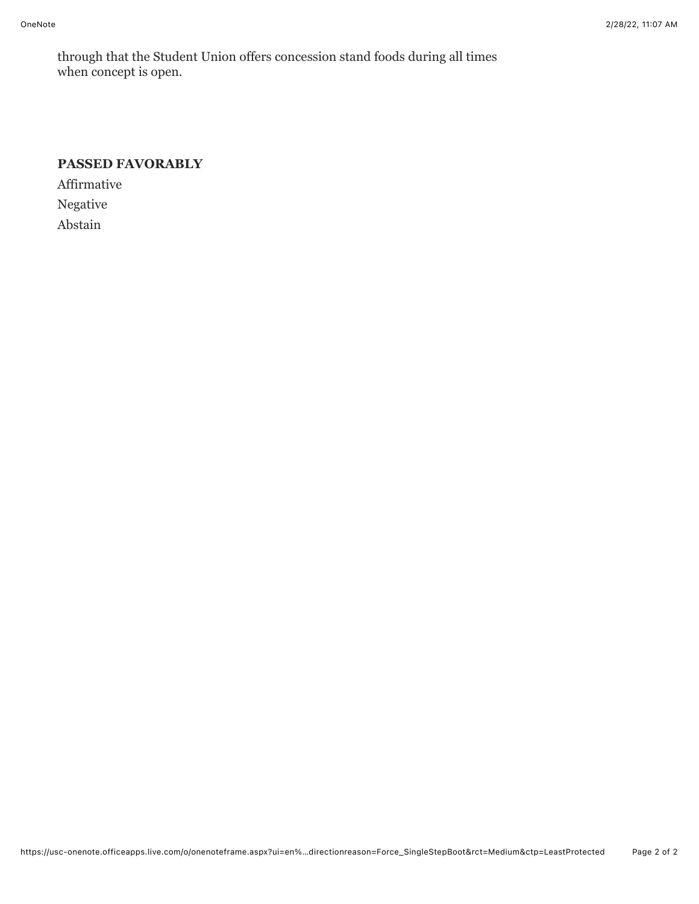through that the Student Union offers concession stand foods during all times when concept is open.

**PASSED FAVORABLY**

Affirmative

Negative

Abstain